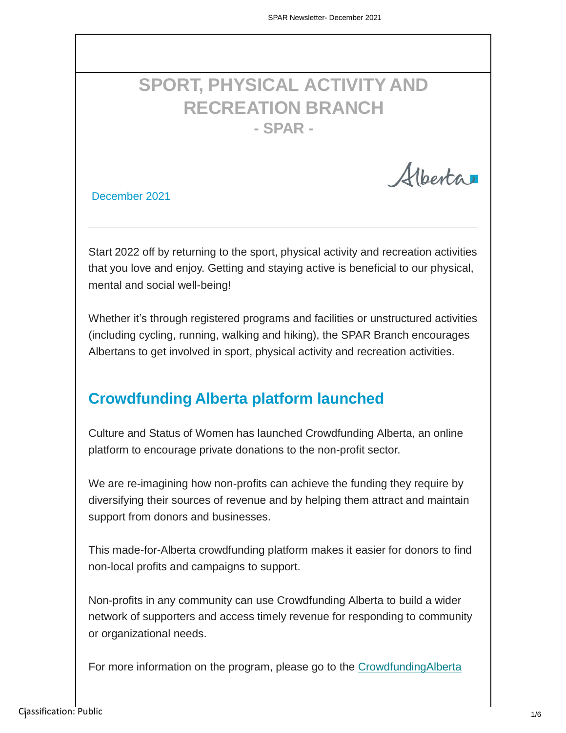# SPORT, PHYSICAL ACTIVITY AND RECREATION BRANCH

## - SPAR -

Alberta

December 2021

Start 2022 off by returning to the sport, physical activity and recreation activities that you love and enjoy. Getting and staying active is beneficial to our physical, mental and social well-being!

Whether it's through registered programs and facilities or unstructured activities (including cycling, running, walking and hiking), the SPAR Branch encourages Albertans to get involved in sport, physical activity and recreation activities.

## Crowdfunding Alberta platform launched

Culture and Status of Women has launched Crowdfunding Alberta, an online platform to encourage private donations to the non-profit sector.

We are re-imagining how non-profits can achieve the funding they require by diversifying their sources of revenue and by helping them attract and maintain support from donors and businesses.

This made-for-Alberta crowdfunding platform makes it easier for donors to find non-local profits and campaigns to support.

Non-profits in any community can use Crowdfunding Alberta to build a wider network of supporters and access timely revenue for responding to community or organizational needs.

For more information on the program, please go to the CrowdfundingAlberta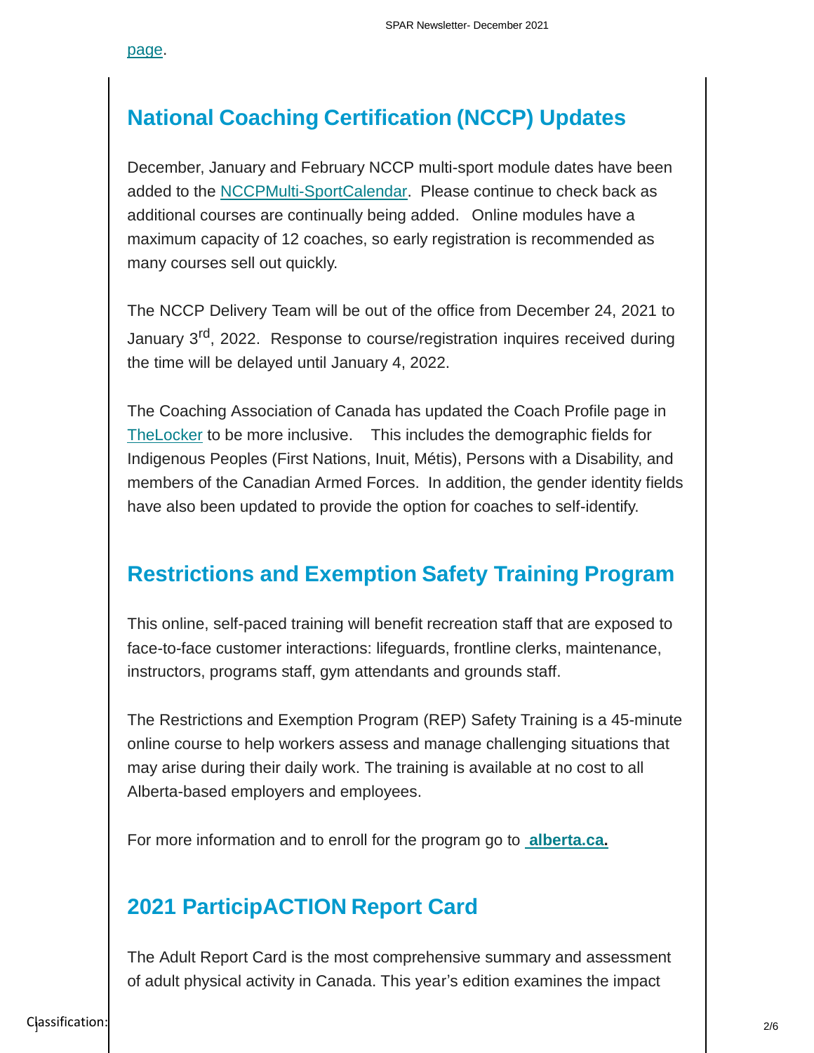page.

## National Coaching Certification (NCCP) Updates

December, January and February NCCP multi-sport module dates have been added to the NCCPMulti-SportCalendar. Please continue to check back as additional courses are continually being added. Online modules have a maximum capacity of 12 coaches, so early registration is recommended as many courses sell out quickly.

The NCCP Delivery Team will be out of the office from December 24, 2021 to January 3rd, 2022. Response to course/registration inquires received during the time will be delayed until January 4, 2022.

The Coaching Association of Canada has updated the Coach Profile page in TheLocker to be more inclusive. This includes the demographic fields for Indigenous Peoples (First Nations, Inuit, Métis), Persons with a Disability, and members of the Canadian Armed Forces. In addition, the gender identity fields have also been updated to provide the option for coaches to self-identify.

## Restrictions and Exemption Safety Training Program

This online, self-paced training will benefit recreation staff that are exposed to face-to-face customer interactions: lifeguards, frontline clerks, maintenance, instructors, programs staff, gym attendants and grounds staff.

The Restrictions and Exemption Program (REP) Safety Training is a 45-minute online course to help workers assess and manage challenging situations that may arise during their daily work. The training is available at no cost to all Alberta-based employers and employees.

For more information and to enroll for the program go to **alberta.ca.**

## 2021 ParticipACTION Report Card

The Adult Report Card is the most comprehensive summary and assessment of adult physical activity in Canada. This year's edition examines the impact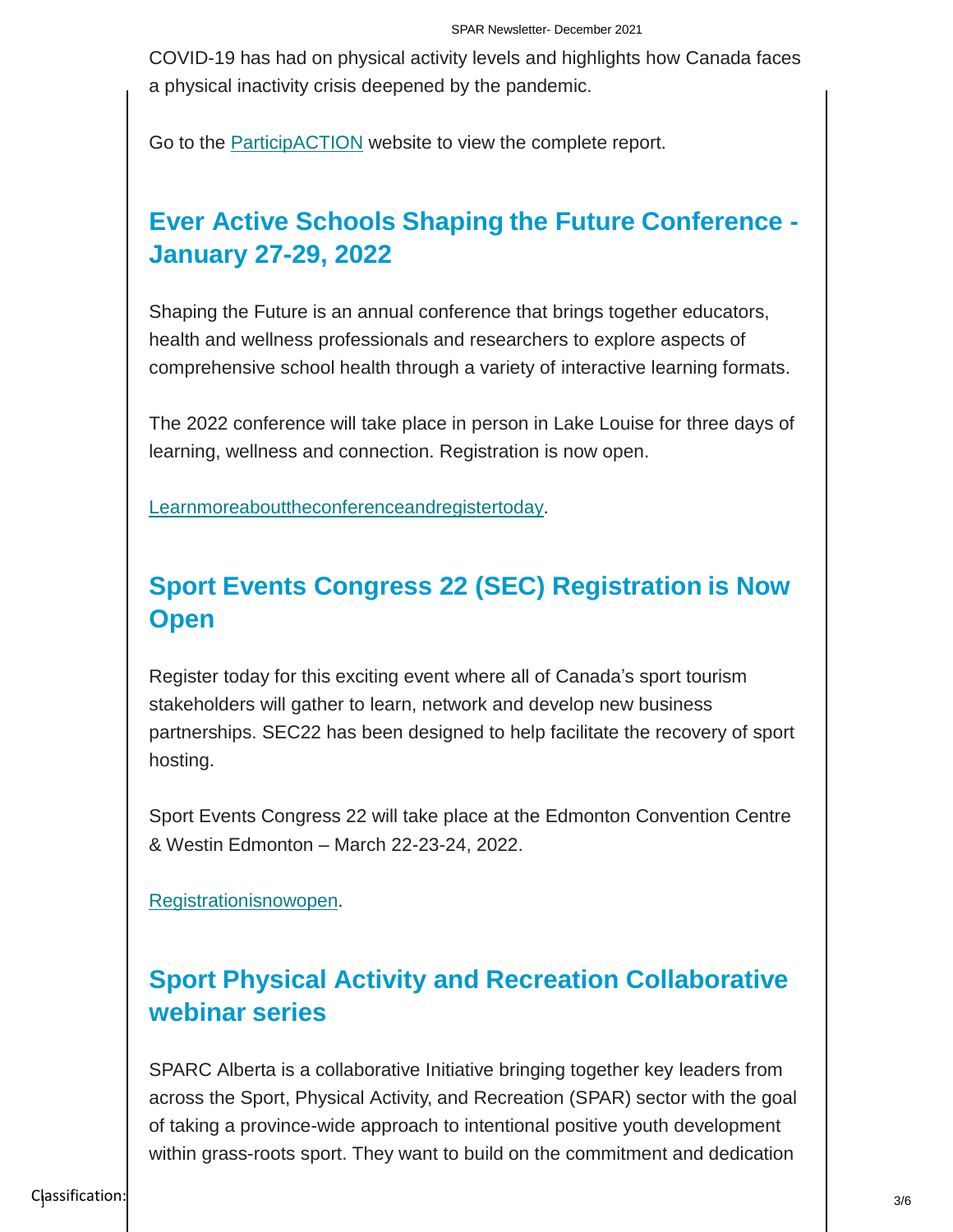COVID-19 has had on physical activity levels and highlights how Canada faces a physical inactivity crisis deepened by the pandemic.

Go to the ParticipACTION website to view the complete report.

## Ever Active Schools Shaping the Future Conference - January 27-29, 2022

Shaping the Future is an annual conference that brings together educators, health and wellness professionals and researchers to explore aspects of comprehensive school health through a variety of interactive learning formats.

The 2022 conference will take place in person in Lake Louise for three days of learning, wellness and connection. Registration is now open.

Learnmoreabouttheconferenceandregistertoday.

## Sport Events Congress 22 (SEC) Registration is Now Open

Register today for this exciting event where all of Canada's sport tourism stakeholders will gather to learn, network and develop new business partnerships. SEC22 has been designed to help facilitate the recovery of sport hosting.

Sport Events Congress 22 will take place at the Edmonton Convention Centre & Westin Edmonton – March 22-23-24, 2022.

Registrationisnowopen.

## Sport Physical Activity and Recreation Collaborative webinar series

SPARC Alberta is a collaborative Initiative bringing together key leaders from across the Sport, Physical Activity, and Recreation (SPAR) sector with the goal of taking a province-wide approach to intentional positive youth development within grass-roots sport. They want to build on the commitment and dedication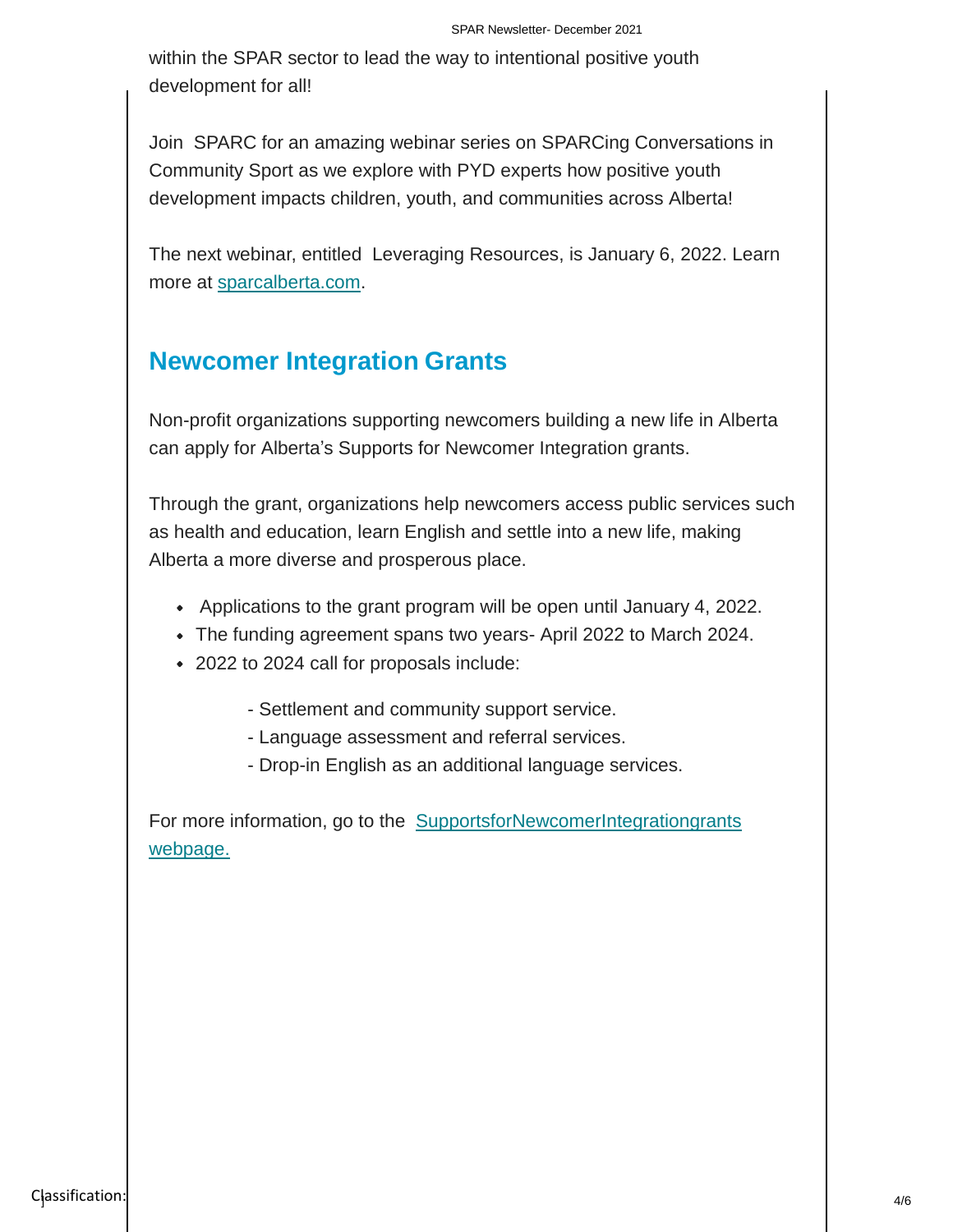within the SPAR sector to lead the way to intentional positive youth development for all!

Join SPARC for an amazing webinar series on SPARCing Conversations in Community Sport as we explore with PYD experts how positive youth development impacts children, youth, and communities across Alberta!

The next webinar, entitled Leveraging Resources, is January 6, 2022. Learn more at [sparcalberta.com](sparcalberta.com).

## Newcomer Integration Grants

Non-profit organizations supporting newcomers building a new life in Alberta can apply for Alberta's Supports for Newcomer Integration grants.

Through the grant, organizations help newcomers access public services such as health and education, learn English and settle into a new life, making Alberta a more diverse and prosperous place.

- Applications to the grant program will be open until January 4, 2022.
- The funding agreement spans two years- April 2022 to March 2024.
- 2022 to 2024 call for proposals include:

  - Settlement and community support service.
  - Language assessment and referral services.
  - Drop-in English as an additional language services.

For more information, go to the SupportsforNewcomerIntegrationgrants webpage.

Classification: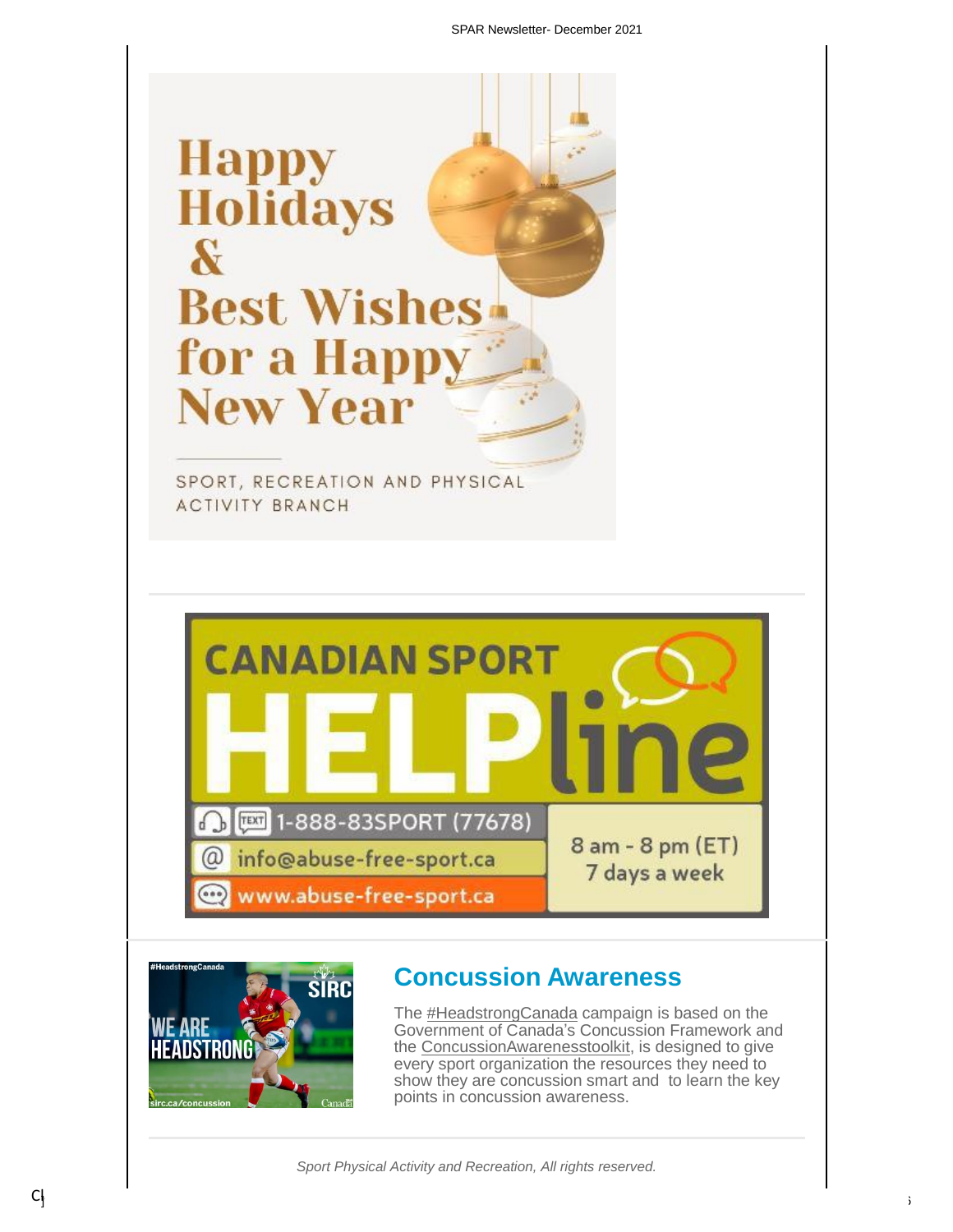Happy Holidays & Best Wishes for a Happy New Year

SPORT, RECREATION AND PHYSICAL ACTIVITY BRANCH

CANADIAN SPORT HELPline

1-888-83SPORT (77678)

info@abuse-free-sport.ca

www.abuse-free-sport.ca

8 am - 8 pm (ET) 7 days a week

## Concussion Awareness

The #HeadstrongCanada campaign is based on the Government of Canada's Concussion Framework and the ConcussionAwarenesstoolkit, is designed to give every sport organization the resources they need to show they are concussion smart and to learn the key points in concussion awareness.

*Sport Physical Activity and Recreation, All rights reserved.*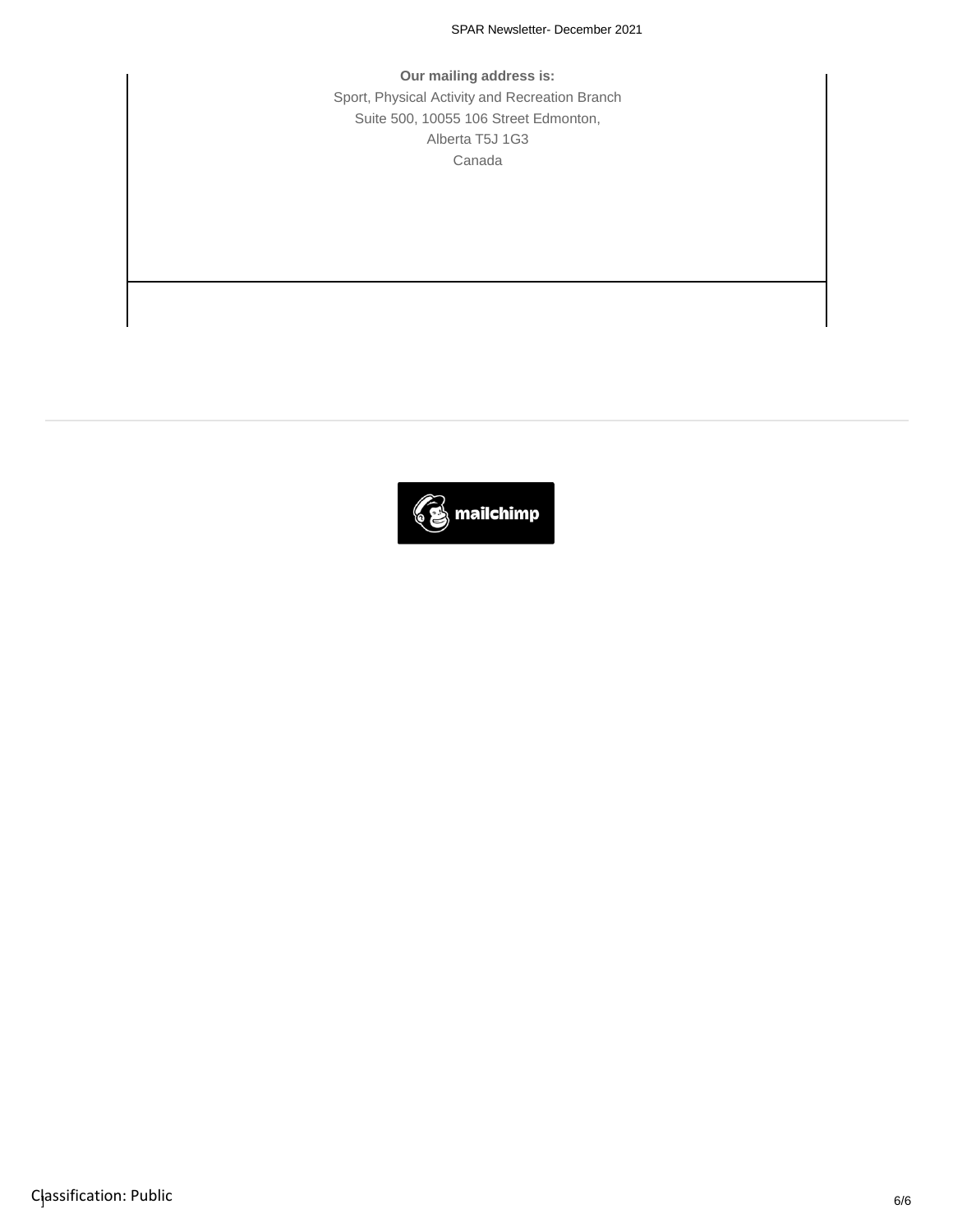**Our mailing address is:**

Sport, Physical Activity and Recreation Branch
Suite 500, 10055 106 Street Edmonton,
Alberta T5J 1G3
Canada

mailchimp

Classification: Public